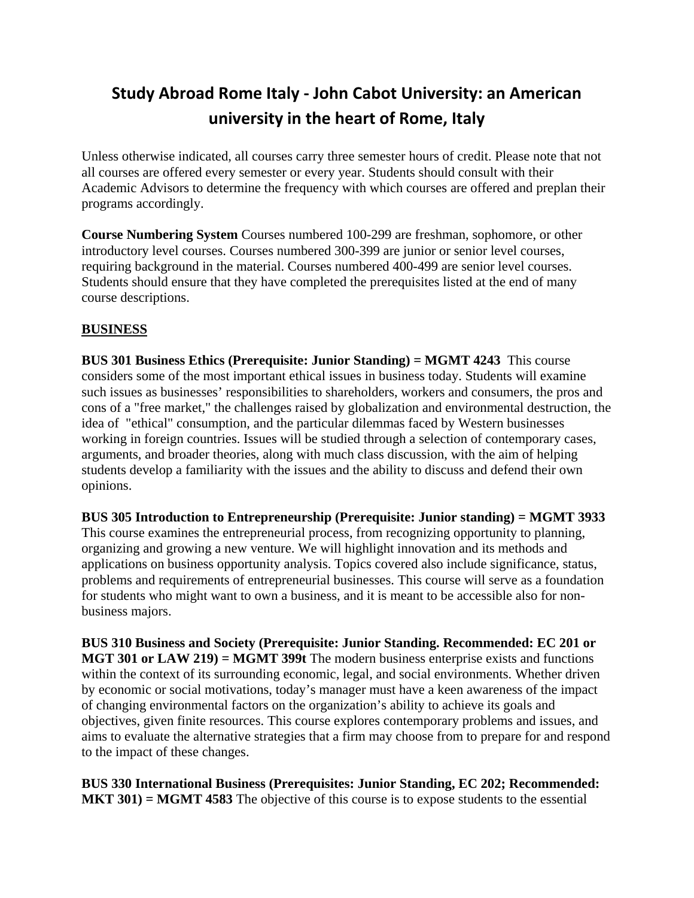# Study Abroad Rome Italy - John Cabot University: an American university in the heart of Rome, Italy

Unless otherwise indicated, all courses carry three semester hours of credit. Please note that not all courses are offered every semester or every year. Students should consult with their Academic Advisors to determine the frequency with which courses are offered and preplan their programs accordingly.

**Course Numbering System** Courses numbered 100-299 are freshman, sophomore, or other introductory level courses. Courses numbered 300-399 are junior or senior level courses, requiring background in the material. Courses numbered 400-499 are senior level courses. Students should ensure that they have completed the prerequisites listed at the end of many course descriptions.

## BUSINESS

**BUS 301 Business Ethics (Prerequisite: Junior Standing) = MGMT 4243** This course considers some of the most important ethical issues in business today. Students will examine such issues as businesses' responsibilities to shareholders, workers and consumers, the pros and cons of a "free market," the challenges raised by globalization and environmental destruction, the idea of "ethical" consumption, and the particular dilemmas faced by Western businesses working in foreign countries. Issues will be studied through a selection of contemporary cases, arguments, and broader theories, along with much class discussion, with the aim of helping students develop a familiarity with the issues and the ability to discuss and defend their own opinions.

**BUS 305 Introduction to Entrepreneurship (Prerequisite: Junior standing) = MGMT 3933** This course examines the entrepreneurial process, from recognizing opportunity to planning, organizing and growing a new venture. We will highlight innovation and its methods and applications on business opportunity analysis. Topics covered also include significance, status, problems and requirements of entrepreneurial businesses. This course will serve as a foundation for students who might want to own a business, and it is meant to be accessible also for non-business majors.

**BUS 310 Business and Society (Prerequisite: Junior Standing. Recommended: EC 201 or MGT 301 or LAW 219) = MGMT 399t** The modern business enterprise exists and functions within the context of its surrounding economic, legal, and social environments. Whether driven by economic or social motivations, today's manager must have a keen awareness of the impact of changing environmental factors on the organization's ability to achieve its goals and objectives, given finite resources. This course explores contemporary problems and issues, and aims to evaluate the alternative strategies that a firm may choose from to prepare for and respond to the impact of these changes.

**BUS 330 International Business (Prerequisites: Junior Standing, EC 202; Recommended: MKT 301) = MGMT 4583** The objective of this course is to expose students to the essential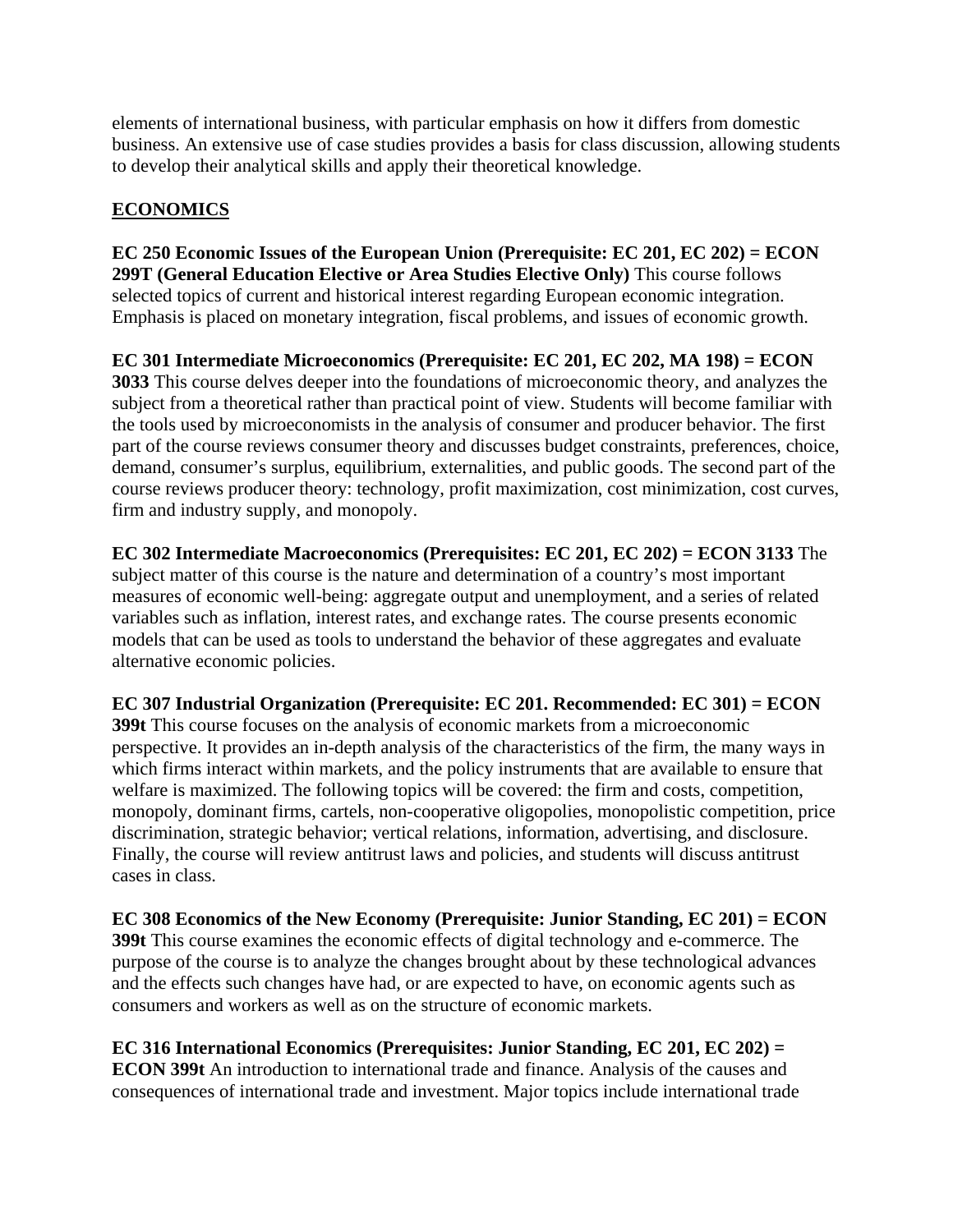elements of international business, with particular emphasis on how it differs from domestic business. An extensive use of case studies provides a basis for class discussion, allowing students to develop their analytical skills and apply their theoretical knowledge.

## ECONOMICS

**EC 250 Economic Issues of the European Union (Prerequisite: EC 201, EC 202) = ECON 299T (General Education Elective or Area Studies Elective Only)** This course follows selected topics of current and historical interest regarding European economic integration. Emphasis is placed on monetary integration, fiscal problems, and issues of economic growth.

**EC 301 Intermediate Microeconomics (Prerequisite: EC 201, EC 202, MA 198) = ECON 3033** This course delves deeper into the foundations of microeconomic theory, and analyzes the subject from a theoretical rather than practical point of view. Students will become familiar with the tools used by microeconomists in the analysis of consumer and producer behavior. The first part of the course reviews consumer theory and discusses budget constraints, preferences, choice, demand, consumer's surplus, equilibrium, externalities, and public goods. The second part of the course reviews producer theory: technology, profit maximization, cost minimization, cost curves, firm and industry supply, and monopoly.

**EC 302 Intermediate Macroeconomics (Prerequisites: EC 201, EC 202) = ECON 3133** The subject matter of this course is the nature and determination of a country's most important measures of economic well-being: aggregate output and unemployment, and a series of related variables such as inflation, interest rates, and exchange rates. The course presents economic models that can be used as tools to understand the behavior of these aggregates and evaluate alternative economic policies.

**EC 307 Industrial Organization (Prerequisite: EC 201. Recommended: EC 301) = ECON 399t** This course focuses on the analysis of economic markets from a microeconomic perspective. It provides an in-depth analysis of the characteristics of the firm, the many ways in which firms interact within markets, and the policy instruments that are available to ensure that welfare is maximized. The following topics will be covered: the firm and costs, competition, monopoly, dominant firms, cartels, non-cooperative oligopolies, monopolistic competition, price discrimination, strategic behavior; vertical relations, information, advertising, and disclosure. Finally, the course will review antitrust laws and policies, and students will discuss antitrust cases in class.

**EC 308 Economics of the New Economy (Prerequisite: Junior Standing, EC 201) = ECON 399t** This course examines the economic effects of digital technology and e-commerce. The purpose of the course is to analyze the changes brought about by these technological advances and the effects such changes have had, or are expected to have, on economic agents such as consumers and workers as well as on the structure of economic markets.

**EC 316 International Economics (Prerequisites: Junior Standing, EC 201, EC 202) = ECON 399t** An introduction to international trade and finance. Analysis of the causes and consequences of international trade and investment. Major topics include international trade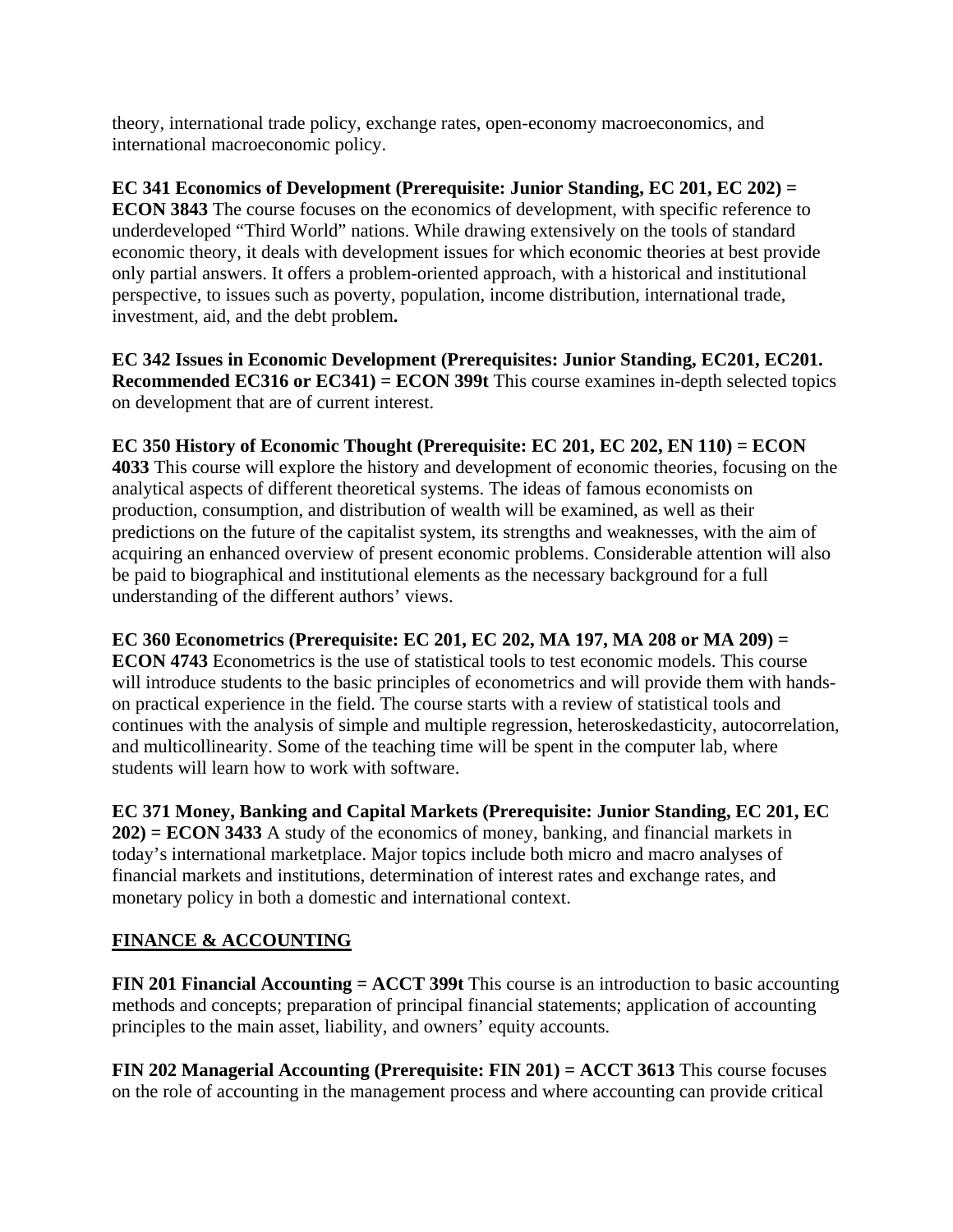theory, international trade policy, exchange rates, open-economy macroeconomics, and international macroeconomic policy.

**EC 341 Economics of Development (Prerequisite: Junior Standing, EC 201, EC 202) = ECON 3843** The course focuses on the economics of development, with specific reference to underdeveloped "Third World" nations. While drawing extensively on the tools of standard economic theory, it deals with development issues for which economic theories at best provide only partial answers. It offers a problem-oriented approach, with a historical and institutional perspective, to issues such as poverty, population, income distribution, international trade, investment, aid, and the debt problem**.**

**EC 342 Issues in Economic Development (Prerequisites: Junior Standing, EC201, EC201. Recommended EC316 or EC341) = ECON 399t** This course examines in-depth selected topics on development that are of current interest.

**EC 350 History of Economic Thought (Prerequisite: EC 201, EC 202, EN 110) = ECON 4033** This course will explore the history and development of economic theories, focusing on the analytical aspects of different theoretical systems. The ideas of famous economists on production, consumption, and distribution of wealth will be examined, as well as their predictions on the future of the capitalist system, its strengths and weaknesses, with the aim of acquiring an enhanced overview of present economic problems. Considerable attention will also be paid to biographical and institutional elements as the necessary background for a full understanding of the different authors' views.

**EC 360 Econometrics (Prerequisite: EC 201, EC 202, MA 197, MA 208 or MA 209) = ECON 4743** Econometrics is the use of statistical tools to test economic models. This course will introduce students to the basic principles of econometrics and will provide them with hands-on practical experience in the field. The course starts with a review of statistical tools and continues with the analysis of simple and multiple regression, heteroskedasticity, autocorrelation, and multicollinearity. Some of the teaching time will be spent in the computer lab, where students will learn how to work with software.

**EC 371 Money, Banking and Capital Markets (Prerequisite: Junior Standing, EC 201, EC 202) = ECON 3433** A study of the economics of money, banking, and financial markets in today's international marketplace. Major topics include both micro and macro analyses of financial markets and institutions, determination of interest rates and exchange rates, and monetary policy in both a domestic and international context.

## FINANCE & ACCOUNTING

**FIN 201 Financial Accounting = ACCT 399t** This course is an introduction to basic accounting methods and concepts; preparation of principal financial statements; application of accounting principles to the main asset, liability, and owners' equity accounts.

**FIN 202 Managerial Accounting (Prerequisite: FIN 201) = ACCT 3613** This course focuses on the role of accounting in the management process and where accounting can provide critical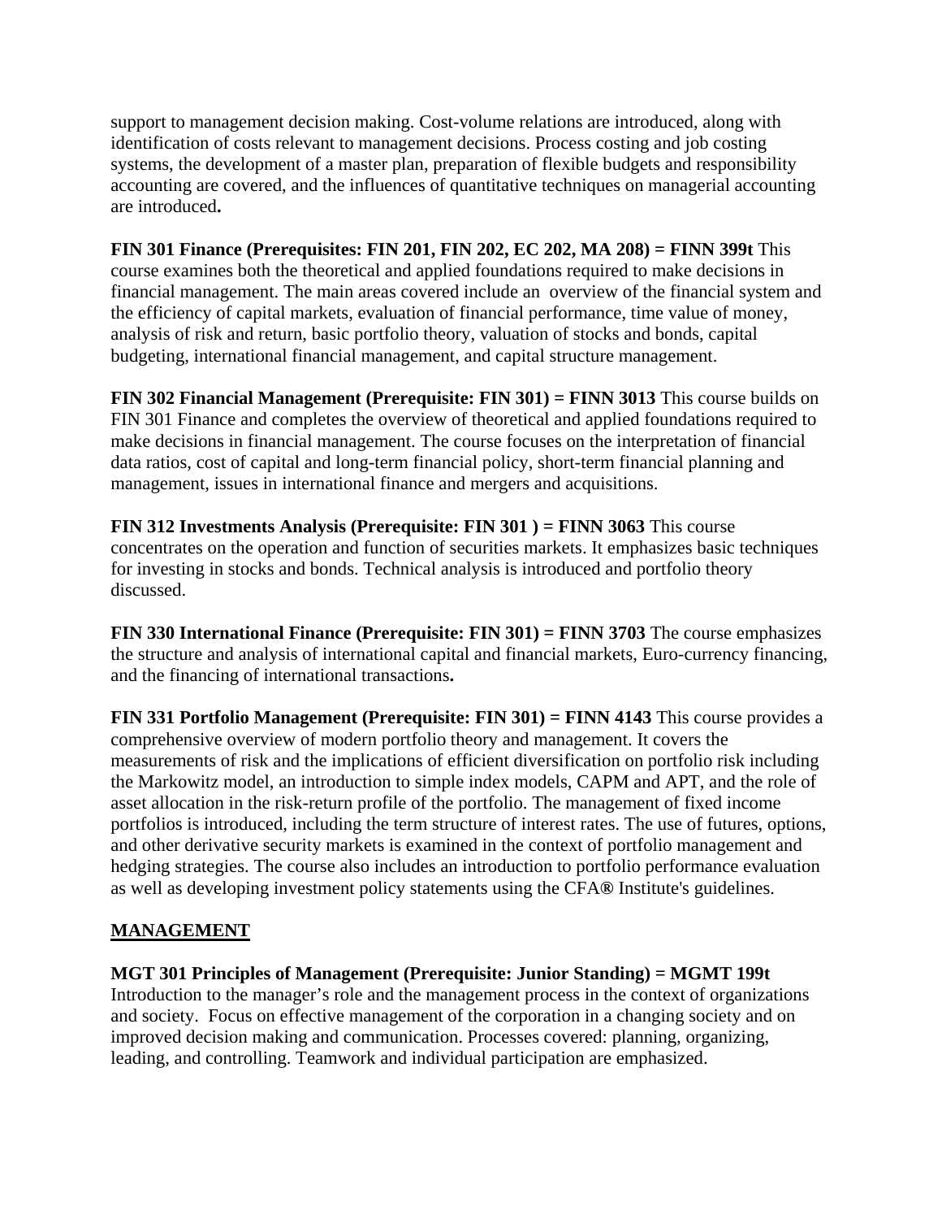support to management decision making. Cost-volume relations are introduced, along with identification of costs relevant to management decisions. Process costing and job costing systems, the development of a master plan, preparation of flexible budgets and responsibility accounting are covered, and the influences of quantitative techniques on managerial accounting are introduced**.**

**FIN 301 Finance (Prerequisites: FIN 201, FIN 202, EC 202, MA 208) = FINN 399t** This course examines both the theoretical and applied foundations required to make decisions in financial management. The main areas covered include an overview of the financial system and the efficiency of capital markets, evaluation of financial performance, time value of money, analysis of risk and return, basic portfolio theory, valuation of stocks and bonds, capital budgeting, international financial management, and capital structure management.

**FIN 302 Financial Management (Prerequisite: FIN 301) = FINN 3013** This course builds on FIN 301 Finance and completes the overview of theoretical and applied foundations required to make decisions in financial management. The course focuses on the interpretation of financial data ratios, cost of capital and long-term financial policy, short-term financial planning and management, issues in international finance and mergers and acquisitions.

**FIN 312 Investments Analysis (Prerequisite: FIN 301 ) = FINN 3063** This course concentrates on the operation and function of securities markets. It emphasizes basic techniques for investing in stocks and bonds. Technical analysis is introduced and portfolio theory discussed.

**FIN 330 International Finance (Prerequisite: FIN 301) = FINN 3703** The course emphasizes the structure and analysis of international capital and financial markets, Euro-currency financing, and the financing of international transactions**.**

**FIN 331 Portfolio Management (Prerequisite: FIN 301) = FINN 4143** This course provides a comprehensive overview of modern portfolio theory and management. It covers the measurements of risk and the implications of efficient diversification on portfolio risk including the Markowitz model, an introduction to simple index models, CAPM and APT, and the role of asset allocation in the risk-return profile of the portfolio. The management of fixed income portfolios is introduced, including the term structure of interest rates. The use of futures, options, and other derivative security markets is examined in the context of portfolio management and hedging strategies. The course also includes an introduction to portfolio performance evaluation as well as developing investment policy statements using the CFA**®** Institute's guidelines.

## MANAGEMENT

**MGT 301 Principles of Management (Prerequisite: Junior Standing) = MGMT 199t** Introduction to the manager's role and the management process in the context of organizations and society. Focus on effective management of the corporation in a changing society and on improved decision making and communication. Processes covered: planning, organizing, leading, and controlling. Teamwork and individual participation are emphasized.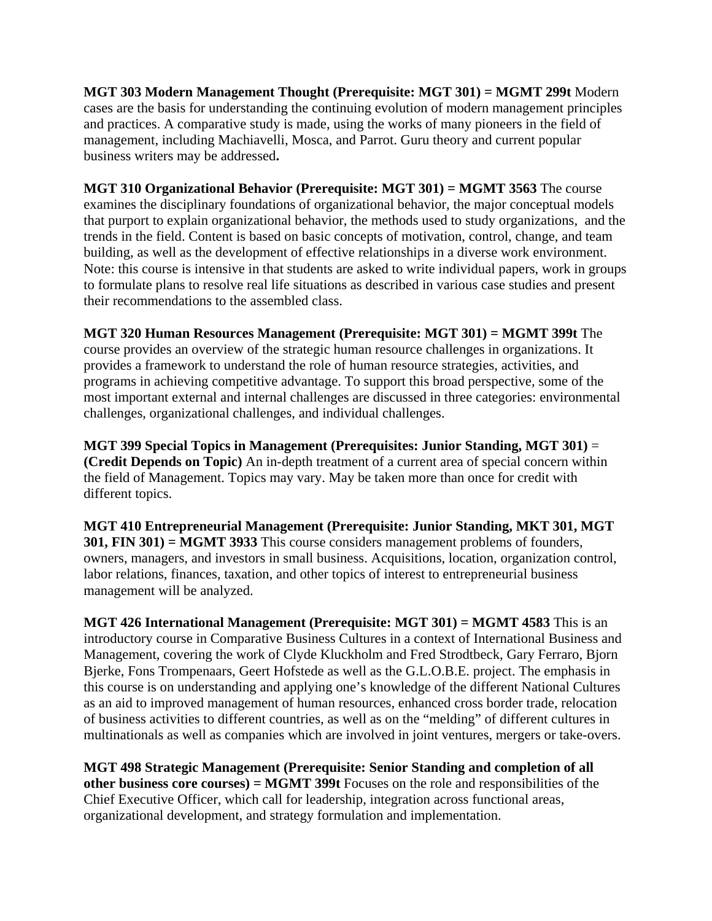**MGT 303 Modern Management Thought (Prerequisite: MGT 301) = MGMT 299t** Modern cases are the basis for understanding the continuing evolution of modern management principles and practices. A comparative study is made, using the works of many pioneers in the field of management, including Machiavelli, Mosca, and Parrot. Guru theory and current popular business writers may be addressed**.**

**MGT 310 Organizational Behavior (Prerequisite: MGT 301) = MGMT 3563** The course examines the disciplinary foundations of organizational behavior, the major conceptual models that purport to explain organizational behavior, the methods used to study organizations, and the trends in the field. Content is based on basic concepts of motivation, control, change, and team building, as well as the development of effective relationships in a diverse work environment. Note: this course is intensive in that students are asked to write individual papers, work in groups to formulate plans to resolve real life situations as described in various case studies and present their recommendations to the assembled class.

**MGT 320 Human Resources Management (Prerequisite: MGT 301) = MGMT 399t** The course provides an overview of the strategic human resource challenges in organizations. It provides a framework to understand the role of human resource strategies, activities, and programs in achieving competitive advantage. To support this broad perspective, some of the most important external and internal challenges are discussed in three categories: environmental challenges, organizational challenges, and individual challenges.

**MGT 399 Special Topics in Management (Prerequisites: Junior Standing, MGT 301)** = **(Credit Depends on Topic)** An in-depth treatment of a current area of special concern within the field of Management. Topics may vary. May be taken more than once for credit with different topics.

**MGT 410 Entrepreneurial Management (Prerequisite: Junior Standing, MKT 301, MGT 301, FIN 301) = MGMT 3933** This course considers management problems of founders, owners, managers, and investors in small business. Acquisitions, location, organization control, labor relations, finances, taxation, and other topics of interest to entrepreneurial business management will be analyzed.

**MGT 426 International Management (Prerequisite: MGT 301) = MGMT 4583** This is an introductory course in Comparative Business Cultures in a context of International Business and Management, covering the work of Clyde Kluckholm and Fred Strodtbeck, Gary Ferraro, Bjorn Bjerke, Fons Trompenaars, Geert Hofstede as well as the G.L.O.B.E. project. The emphasis in this course is on understanding and applying one's knowledge of the different National Cultures as an aid to improved management of human resources, enhanced cross border trade, relocation of business activities to different countries, as well as on the "melding" of different cultures in multinationals as well as companies which are involved in joint ventures, mergers or take-overs.

**MGT 498 Strategic Management (Prerequisite: Senior Standing and completion of all other business core courses) = MGMT 399t** Focuses on the role and responsibilities of the Chief Executive Officer, which call for leadership, integration across functional areas, organizational development, and strategy formulation and implementation.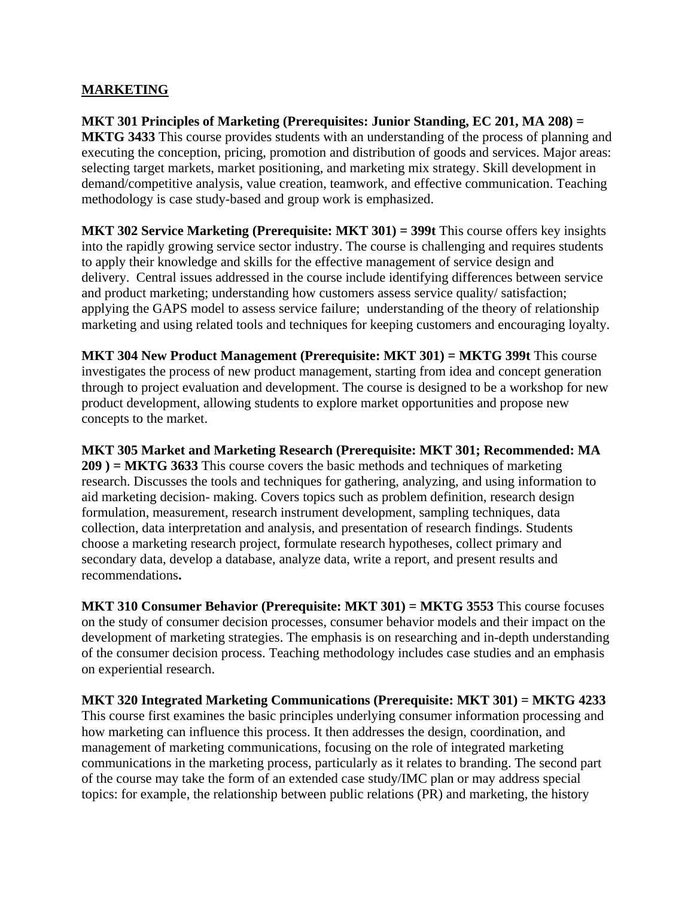**MARKETING**

**MKT 301 Principles of Marketing (Prerequisites: Junior Standing, EC 201, MA 208) = MKTG 3433** This course provides students with an understanding of the process of planning and executing the conception, pricing, promotion and distribution of goods and services. Major areas: selecting target markets, market positioning, and marketing mix strategy. Skill development in demand/competitive analysis, value creation, teamwork, and effective communication. Teaching methodology is case study-based and group work is emphasized.

**MKT 302 Service Marketing (Prerequisite: MKT 301) = 399t** This course offers key insights into the rapidly growing service sector industry. The course is challenging and requires students to apply their knowledge and skills for the effective management of service design and delivery. Central issues addressed in the course include identifying differences between service and product marketing; understanding how customers assess service quality/ satisfaction; applying the GAPS model to assess service failure; understanding of the theory of relationship marketing and using related tools and techniques for keeping customers and encouraging loyalty.

**MKT 304 New Product Management (Prerequisite: MKT 301) = MKTG 399t** This course investigates the process of new product management, starting from idea and concept generation through to project evaluation and development. The course is designed to be a workshop for new product development, allowing students to explore market opportunities and propose new concepts to the market.

**MKT 305 Market and Marketing Research (Prerequisite: MKT 301; Recommended: MA 209 ) = MKTG 3633** This course covers the basic methods and techniques of marketing research. Discusses the tools and techniques for gathering, analyzing, and using information to aid marketing decision- making. Covers topics such as problem definition, research design formulation, measurement, research instrument development, sampling techniques, data collection, data interpretation and analysis, and presentation of research findings. Students choose a marketing research project, formulate research hypotheses, collect primary and secondary data, develop a database, analyze data, write a report, and present results and recommendations**.**

**MKT 310 Consumer Behavior (Prerequisite: MKT 301) = MKTG 3553** This course focuses on the study of consumer decision processes, consumer behavior models and their impact on the development of marketing strategies. The emphasis is on researching and in-depth understanding of the consumer decision process. Teaching methodology includes case studies and an emphasis on experiential research.

**MKT 320 Integrated Marketing Communications (Prerequisite: MKT 301) = MKTG 4233** This course first examines the basic principles underlying consumer information processing and how marketing can influence this process. It then addresses the design, coordination, and management of marketing communications, focusing on the role of integrated marketing communications in the marketing process, particularly as it relates to branding. The second part of the course may take the form of an extended case study/IMC plan or may address special topics: for example, the relationship between public relations (PR) and marketing, the history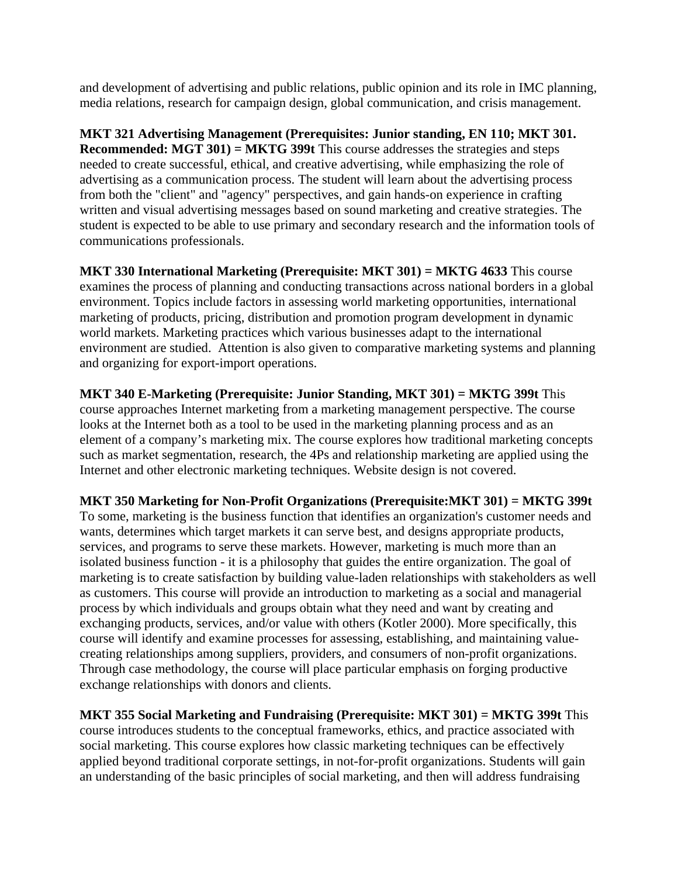and development of advertising and public relations, public opinion and its role in IMC planning, media relations, research for campaign design, global communication, and crisis management.

**MKT 321 Advertising Management (Prerequisites: Junior standing, EN 110; MKT 301. Recommended: MGT 301) = MKTG 399t** This course addresses the strategies and steps needed to create successful, ethical, and creative advertising, while emphasizing the role of advertising as a communication process. The student will learn about the advertising process from both the "client" and "agency" perspectives, and gain hands-on experience in crafting written and visual advertising messages based on sound marketing and creative strategies. The student is expected to be able to use primary and secondary research and the information tools of communications professionals.

**MKT 330 International Marketing (Prerequisite: MKT 301) = MKTG 4633** This course examines the process of planning and conducting transactions across national borders in a global environment. Topics include factors in assessing world marketing opportunities, international marketing of products, pricing, distribution and promotion program development in dynamic world markets. Marketing practices which various businesses adapt to the international environment are studied. Attention is also given to comparative marketing systems and planning and organizing for export-import operations.

**MKT 340 E-Marketing (Prerequisite: Junior Standing, MKT 301) = MKTG 399t** This course approaches Internet marketing from a marketing management perspective. The course looks at the Internet both as a tool to be used in the marketing planning process and as an element of a company's marketing mix. The course explores how traditional marketing concepts such as market segmentation, research, the 4Ps and relationship marketing are applied using the Internet and other electronic marketing techniques. Website design is not covered.

**MKT 350 Marketing for Non-Profit Organizations (Prerequisite:MKT 301) = MKTG 399t** To some, marketing is the business function that identifies an organization's customer needs and wants, determines which target markets it can serve best, and designs appropriate products, services, and programs to serve these markets. However, marketing is much more than an isolated business function - it is a philosophy that guides the entire organization. The goal of marketing is to create satisfaction by building value-laden relationships with stakeholders as well as customers. This course will provide an introduction to marketing as a social and managerial process by which individuals and groups obtain what they need and want by creating and exchanging products, services, and/or value with others (Kotler 2000). More specifically, this course will identify and examine processes for assessing, establishing, and maintaining value-creating relationships among suppliers, providers, and consumers of non-profit organizations. Through case methodology, the course will place particular emphasis on forging productive exchange relationships with donors and clients.

**MKT 355 Social Marketing and Fundraising (Prerequisite: MKT 301) = MKTG 399t** This course introduces students to the conceptual frameworks, ethics, and practice associated with social marketing. This course explores how classic marketing techniques can be effectively applied beyond traditional corporate settings, in not-for-profit organizations. Students will gain an understanding of the basic principles of social marketing, and then will address fundraising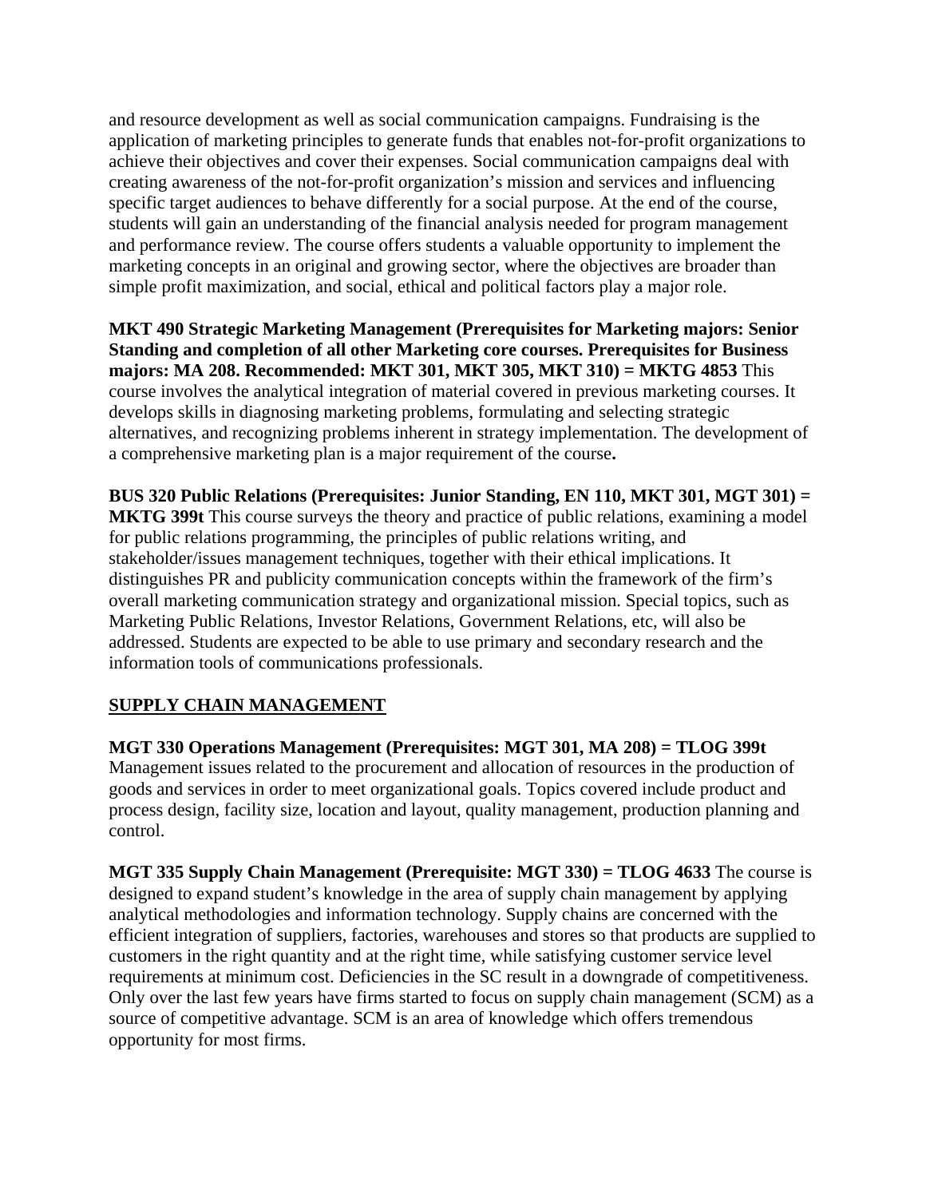and resource development as well as social communication campaigns. Fundraising is the application of marketing principles to generate funds that enables not-for-profit organizations to achieve their objectives and cover their expenses. Social communication campaigns deal with creating awareness of the not-for-profit organization's mission and services and influencing specific target audiences to behave differently for a social purpose. At the end of the course, students will gain an understanding of the financial analysis needed for program management and performance review. The course offers students a valuable opportunity to implement the marketing concepts in an original and growing sector, where the objectives are broader than simple profit maximization, and social, ethical and political factors play a major role.

**MKT 490 Strategic Marketing Management (Prerequisites for Marketing majors: Senior Standing and completion of all other Marketing core courses. Prerequisites for Business majors: MA 208. Recommended: MKT 301, MKT 305, MKT 310) = MKTG 4853** This course involves the analytical integration of material covered in previous marketing courses. It develops skills in diagnosing marketing problems, formulating and selecting strategic alternatives, and recognizing problems inherent in strategy implementation. The development of a comprehensive marketing plan is a major requirement of the course**.**

**BUS 320 Public Relations (Prerequisites: Junior Standing, EN 110, MKT 301, MGT 301) = MKTG 399t** This course surveys the theory and practice of public relations, examining a model for public relations programming, the principles of public relations writing, and stakeholder/issues management techniques, together with their ethical implications. It distinguishes PR and publicity communication concepts within the framework of the firm's overall marketing communication strategy and organizational mission. Special topics, such as Marketing Public Relations, Investor Relations, Government Relations, etc, will also be addressed. Students are expected to be able to use primary and secondary research and the information tools of communications professionals.

## SUPPLY CHAIN MANAGEMENT

**MGT 330 Operations Management (Prerequisites: MGT 301, MA 208) = TLOG 399t** Management issues related to the procurement and allocation of resources in the production of goods and services in order to meet organizational goals. Topics covered include product and process design, facility size, location and layout, quality management, production planning and control.

**MGT 335 Supply Chain Management (Prerequisite: MGT 330) = TLOG 4633** The course is designed to expand student's knowledge in the area of supply chain management by applying analytical methodologies and information technology. Supply chains are concerned with the efficient integration of suppliers, factories, warehouses and stores so that products are supplied to customers in the right quantity and at the right time, while satisfying customer service level requirements at minimum cost. Deficiencies in the SC result in a downgrade of competitiveness. Only over the last few years have firms started to focus on supply chain management (SCM) as a source of competitive advantage. SCM is an area of knowledge which offers tremendous opportunity for most firms.